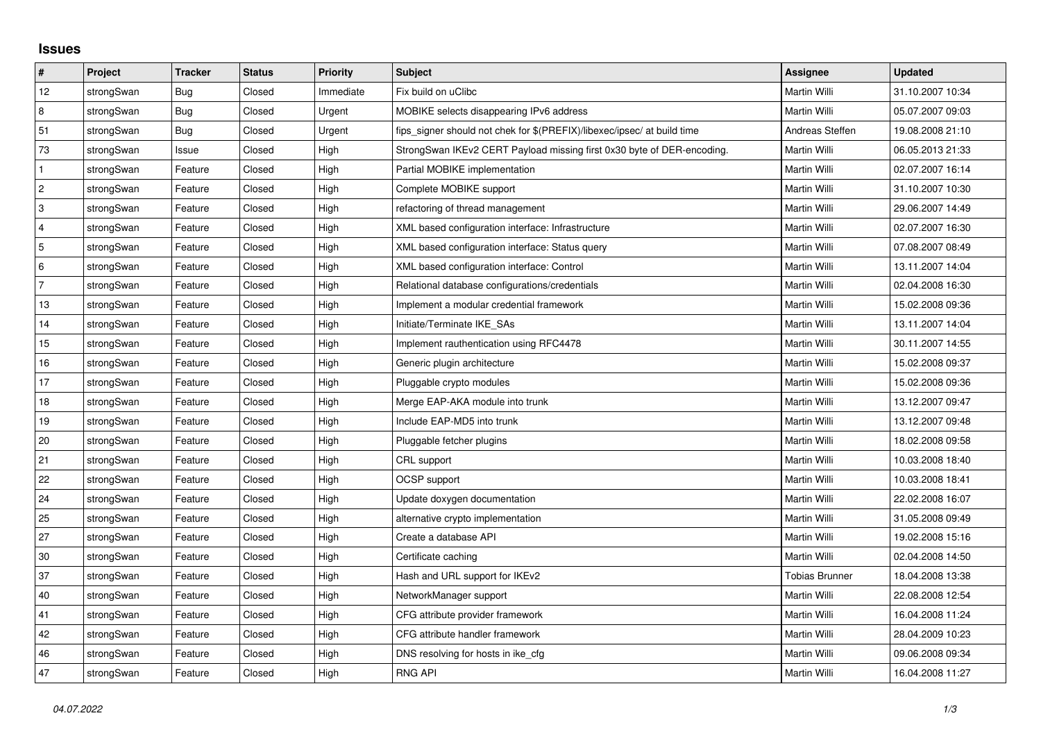## Issues

| # | Project | Tracker | Status | Priority | Subject | Assignee | Updated |
|---|---|---|---|---|---|---|---|
| 12 | strongSwan | Bug | Closed | Immediate | Fix build on uClibc | Martin Willi | 31.10.2007 10:34 |
| 8 | strongSwan | Bug | Closed | Urgent | MOBIKE selects disappearing IPv6 address | Martin Willi | 05.07.2007 09:03 |
| 51 | strongSwan | Bug | Closed | Urgent | fips_signer should not chek for $(PREFIX)/libexec/ipsec/ at build time | Andreas Steffen | 19.08.2008 21:10 |
| 73 | strongSwan | Issue | Closed | High | StrongSwan IKEv2 CERT Payload missing first 0x30 byte of DER-encoding. | Martin Willi | 06.05.2013 21:33 |
| 1 | strongSwan | Feature | Closed | High | Partial MOBIKE implementation | Martin Willi | 02.07.2007 16:14 |
| 2 | strongSwan | Feature | Closed | High | Complete MOBIKE support | Martin Willi | 31.10.2007 10:30 |
| 3 | strongSwan | Feature | Closed | High | refactoring of thread management | Martin Willi | 29.06.2007 14:49 |
| 4 | strongSwan | Feature | Closed | High | XML based configuration interface: Infrastructure | Martin Willi | 02.07.2007 16:30 |
| 5 | strongSwan | Feature | Closed | High | XML based configuration interface: Status query | Martin Willi | 07.08.2007 08:49 |
| 6 | strongSwan | Feature | Closed | High | XML based configuration interface: Control | Martin Willi | 13.11.2007 14:04 |
| 7 | strongSwan | Feature | Closed | High | Relational database configurations/credentials | Martin Willi | 02.04.2008 16:30 |
| 13 | strongSwan | Feature | Closed | High | Implement a modular credential framework | Martin Willi | 15.02.2008 09:36 |
| 14 | strongSwan | Feature | Closed | High | Initiate/Terminate IKE_SAs | Martin Willi | 13.11.2007 14:04 |
| 15 | strongSwan | Feature | Closed | High | Implement rauthentication using RFC4478 | Martin Willi | 30.11.2007 14:55 |
| 16 | strongSwan | Feature | Closed | High | Generic plugin architecture | Martin Willi | 15.02.2008 09:37 |
| 17 | strongSwan | Feature | Closed | High | Pluggable crypto modules | Martin Willi | 15.02.2008 09:36 |
| 18 | strongSwan | Feature | Closed | High | Merge EAP-AKA module into trunk | Martin Willi | 13.12.2007 09:47 |
| 19 | strongSwan | Feature | Closed | High | Include EAP-MD5 into trunk | Martin Willi | 13.12.2007 09:48 |
| 20 | strongSwan | Feature | Closed | High | Pluggable fetcher plugins | Martin Willi | 18.02.2008 09:58 |
| 21 | strongSwan | Feature | Closed | High | CRL support | Martin Willi | 10.03.2008 18:40 |
| 22 | strongSwan | Feature | Closed | High | OCSP support | Martin Willi | 10.03.2008 18:41 |
| 24 | strongSwan | Feature | Closed | High | Update doxygen documentation | Martin Willi | 22.02.2008 16:07 |
| 25 | strongSwan | Feature | Closed | High | alternative crypto implementation | Martin Willi | 31.05.2008 09:49 |
| 27 | strongSwan | Feature | Closed | High | Create a database API | Martin Willi | 19.02.2008 15:16 |
| 30 | strongSwan | Feature | Closed | High | Certificate caching | Martin Willi | 02.04.2008 14:50 |
| 37 | strongSwan | Feature | Closed | High | Hash and URL support for IKEv2 | Tobias Brunner | 18.04.2008 13:38 |
| 40 | strongSwan | Feature | Closed | High | NetworkManager support | Martin Willi | 22.08.2008 12:54 |
| 41 | strongSwan | Feature | Closed | High | CFG attribute provider framework | Martin Willi | 16.04.2008 11:24 |
| 42 | strongSwan | Feature | Closed | High | CFG attribute handler framework | Martin Willi | 28.04.2009 10:23 |
| 46 | strongSwan | Feature | Closed | High | DNS resolving for hosts in ike_cfg | Martin Willi | 09.06.2008 09:34 |
| 47 | strongSwan | Feature | Closed | High | RNG API | Martin Willi | 16.04.2008 11:27 |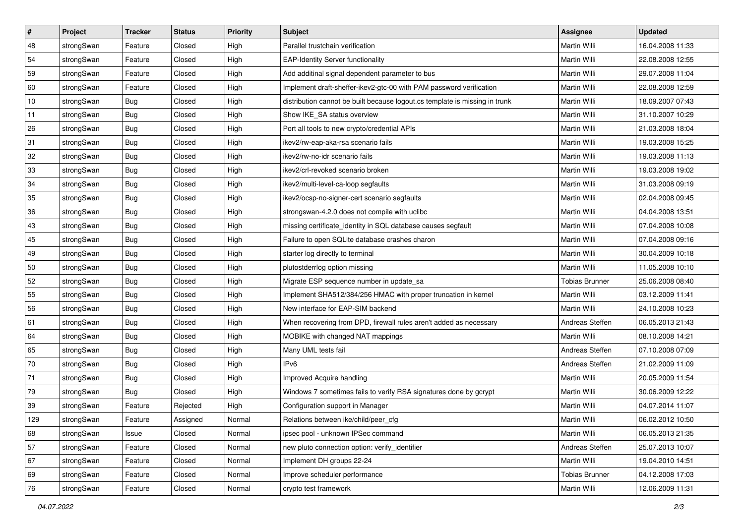| # | Project | Tracker | Status | Priority | Subject | Assignee | Updated |
|---|---|---|---|---|---|---|---|
| 48 | strongSwan | Feature | Closed | High | Parallel trustchain verification | Martin Willi | 16.04.2008 11:33 |
| 54 | strongSwan | Feature | Closed | High | EAP-Identity Server functionality | Martin Willi | 22.08.2008 12:55 |
| 59 | strongSwan | Feature | Closed | High | Add additinal signal dependent parameter to bus | Martin Willi | 29.07.2008 11:04 |
| 60 | strongSwan | Feature | Closed | High | Implement draft-sheffer-ikev2-gtc-00 with PAM password verification | Martin Willi | 22.08.2008 12:59 |
| 10 | strongSwan | Bug | Closed | High | distribution cannot be built because logout.cs template is missing in trunk | Martin Willi | 18.09.2007 07:43 |
| 11 | strongSwan | Bug | Closed | High | Show IKE_SA status overview | Martin Willi | 31.10.2007 10:29 |
| 26 | strongSwan | Bug | Closed | High | Port all tools to new crypto/credential APIs | Martin Willi | 21.03.2008 18:04 |
| 31 | strongSwan | Bug | Closed | High | ikev2/rw-eap-aka-rsa scenario fails | Martin Willi | 19.03.2008 15:25 |
| 32 | strongSwan | Bug | Closed | High | ikev2/rw-no-idr scenario fails | Martin Willi | 19.03.2008 11:13 |
| 33 | strongSwan | Bug | Closed | High | ikev2/crl-revoked scenario broken | Martin Willi | 19.03.2008 19:02 |
| 34 | strongSwan | Bug | Closed | High | ikev2/multi-level-ca-loop segfaults | Martin Willi | 31.03.2008 09:19 |
| 35 | strongSwan | Bug | Closed | High | ikev2/ocsp-no-signer-cert scenario segfaults | Martin Willi | 02.04.2008 09:45 |
| 36 | strongSwan | Bug | Closed | High | strongswan-4.2.0 does not compile with uclibc | Martin Willi | 04.04.2008 13:51 |
| 43 | strongSwan | Bug | Closed | High | missing certificate_identity in SQL database causes segfault | Martin Willi | 07.04.2008 10:08 |
| 45 | strongSwan | Bug | Closed | High | Failure to open SQLite database crashes charon | Martin Willi | 07.04.2008 09:16 |
| 49 | strongSwan | Bug | Closed | High | starter log directly to terminal | Martin Willi | 30.04.2009 10:18 |
| 50 | strongSwan | Bug | Closed | High | plutostderrlog option missing | Martin Willi | 11.05.2008 10:10 |
| 52 | strongSwan | Bug | Closed | High | Migrate ESP sequence number in update_sa | Tobias Brunner | 25.06.2008 08:40 |
| 55 | strongSwan | Bug | Closed | High | Implement SHA512/384/256 HMAC with proper truncation in kernel | Martin Willi | 03.12.2009 11:41 |
| 56 | strongSwan | Bug | Closed | High | New interface for EAP-SIM backend | Martin Willi | 24.10.2008 10:23 |
| 61 | strongSwan | Bug | Closed | High | When recovering from DPD, firewall rules aren't added as necessary | Andreas Steffen | 06.05.2013 21:43 |
| 64 | strongSwan | Bug | Closed | High | MOBIKE with changed NAT mappings | Martin Willi | 08.10.2008 14:21 |
| 65 | strongSwan | Bug | Closed | High | Many UML tests fail | Andreas Steffen | 07.10.2008 07:09 |
| 70 | strongSwan | Bug | Closed | High | IPv6 | Andreas Steffen | 21.02.2009 11:09 |
| 71 | strongSwan | Bug | Closed | High | Improved Acquire handling | Martin Willi | 20.05.2009 11:54 |
| 79 | strongSwan | Bug | Closed | High | Windows 7 sometimes fails to verify RSA signatures done by gcrypt | Martin Willi | 30.06.2009 12:22 |
| 39 | strongSwan | Feature | Rejected | High | Configuration support in Manager | Martin Willi | 04.07.2014 11:07 |
| 129 | strongSwan | Feature | Assigned | Normal | Relations between ike/child/peer_cfg | Martin Willi | 06.02.2012 10:50 |
| 68 | strongSwan | Issue | Closed | Normal | ipsec pool - unknown IPSec command | Martin Willi | 06.05.2013 21:35 |
| 57 | strongSwan | Feature | Closed | Normal | new pluto connection option: verify_identifier | Andreas Steffen | 25.07.2013 10:07 |
| 67 | strongSwan | Feature | Closed | Normal | Implement DH groups 22-24 | Martin Willi | 19.04.2010 14:51 |
| 69 | strongSwan | Feature | Closed | Normal | Improve scheduler performance | Tobias Brunner | 04.12.2008 17:03 |
| 76 | strongSwan | Feature | Closed | Normal | crypto test framework | Martin Willi | 12.06.2009 11:31 |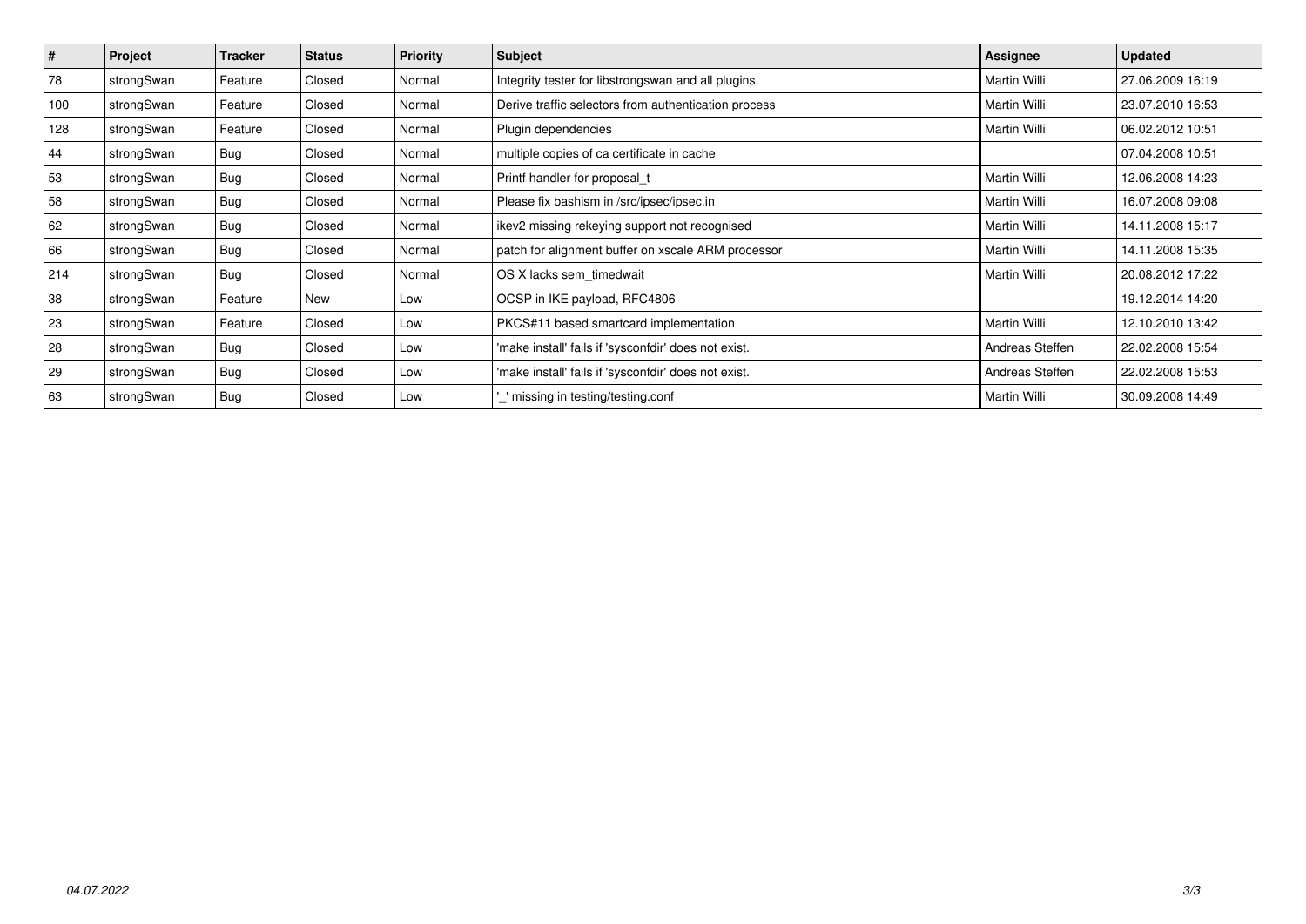| # | Project | Tracker | Status | Priority | Subject | Assignee | Updated |
|---|---|---|---|---|---|---|---|
| 78 | strongSwan | Feature | Closed | Normal | Integrity tester for libstrongswan and all plugins. | Martin Willi | 27.06.2009 16:19 |
| 100 | strongSwan | Feature | Closed | Normal | Derive traffic selectors from authentication process | Martin Willi | 23.07.2010 16:53 |
| 128 | strongSwan | Feature | Closed | Normal | Plugin dependencies | Martin Willi | 06.02.2012 10:51 |
| 44 | strongSwan | Bug | Closed | Normal | multiple copies of ca certificate in cache |  | 07.04.2008 10:51 |
| 53 | strongSwan | Bug | Closed | Normal | Printf handler for proposal_t | Martin Willi | 12.06.2008 14:23 |
| 58 | strongSwan | Bug | Closed | Normal | Please fix bashism in /src/ipsec/ipsec.in | Martin Willi | 16.07.2008 09:08 |
| 62 | strongSwan | Bug | Closed | Normal | ikev2 missing rekeying support not recognised | Martin Willi | 14.11.2008 15:17 |
| 66 | strongSwan | Bug | Closed | Normal | patch for alignment buffer on xscale ARM processor | Martin Willi | 14.11.2008 15:35 |
| 214 | strongSwan | Bug | Closed | Normal | OS X lacks sem_timedwait | Martin Willi | 20.08.2012 17:22 |
| 38 | strongSwan | Feature | New | Low | OCSP in IKE payload, RFC4806 |  | 19.12.2014 14:20 |
| 23 | strongSwan | Feature | Closed | Low | PKCS#11 based smartcard implementation | Martin Willi | 12.10.2010 13:42 |
| 28 | strongSwan | Bug | Closed | Low | 'make install' fails if 'sysconfdir' does not exist. | Andreas Steffen | 22.02.2008 15:54 |
| 29 | strongSwan | Bug | Closed | Low | 'make install' fails if 'sysconfdir' does not exist. | Andreas Steffen | 22.02.2008 15:53 |
| 63 | strongSwan | Bug | Closed | Low | '_' missing in testing/testing.conf | Martin Willi | 30.09.2008 14:49 |